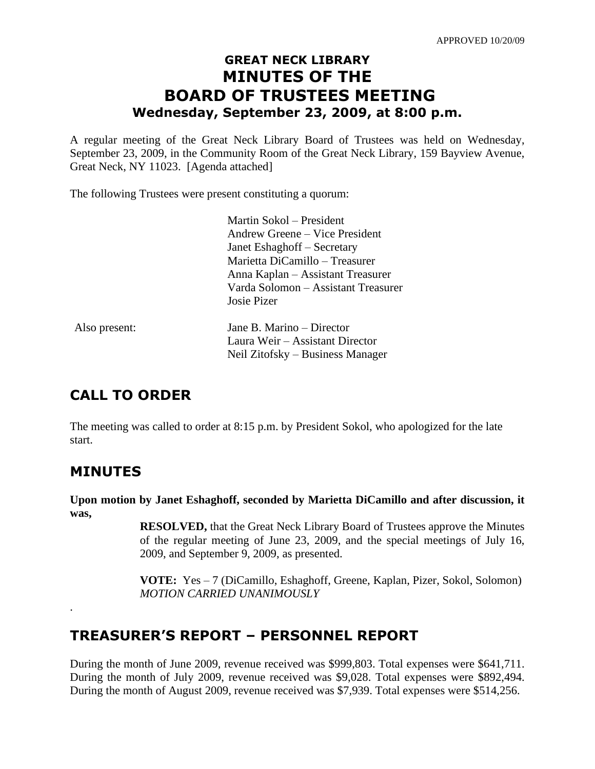APPROVED 10/20/09

# GREAT NECK LIBRARY
# MINUTES OF THE
# BOARD OF TRUSTEES MEETING
### Wednesday, September 23, 2009, at 8:00 p.m.

A regular meeting of the Great Neck Library Board of Trustees was held on Wednesday, September 23, 2009, in the Community Room of the Great Neck Library, 159 Bayview Avenue, Great Neck, NY 11023. [Agenda attached]

The following Trustees were present constituting a quorum:

Martin Sokol – President
Andrew Greene – Vice President
Janet Eshaghoff – Secretary
Marietta DiCamillo – Treasurer
Anna Kaplan – Assistant Treasurer
Varda Solomon – Assistant Treasurer
Josie Pizer

Also present:

Jane B. Marino – Director
Laura Weir – Assistant Director
Neil Zitofsky – Business Manager

## CALL TO ORDER

The meeting was called to order at 8:15 p.m. by President Sokol, who apologized for the late start.

## MINUTES

**Upon motion by Janet Eshaghoff, seconded by Marietta DiCamillo and after discussion, it was,**

**RESOLVED,** that the Great Neck Library Board of Trustees approve the Minutes of the regular meeting of June 23, 2009, and the special meetings of July 16, 2009, and September 9, 2009, as presented.

**VOTE:** Yes – 7 (DiCamillo, Eshaghoff, Greene, Kaplan, Pizer, Sokol, Solomon)
*MOTION CARRIED UNANIMOUSLY*

.

## TREASURER'S REPORT – PERSONNEL REPORT

During the month of June 2009, revenue received was $999,803. Total expenses were $641,711. During the month of July 2009, revenue received was $9,028. Total expenses were $892,494. During the month of August 2009, revenue received was $7,939. Total expenses were $514,256.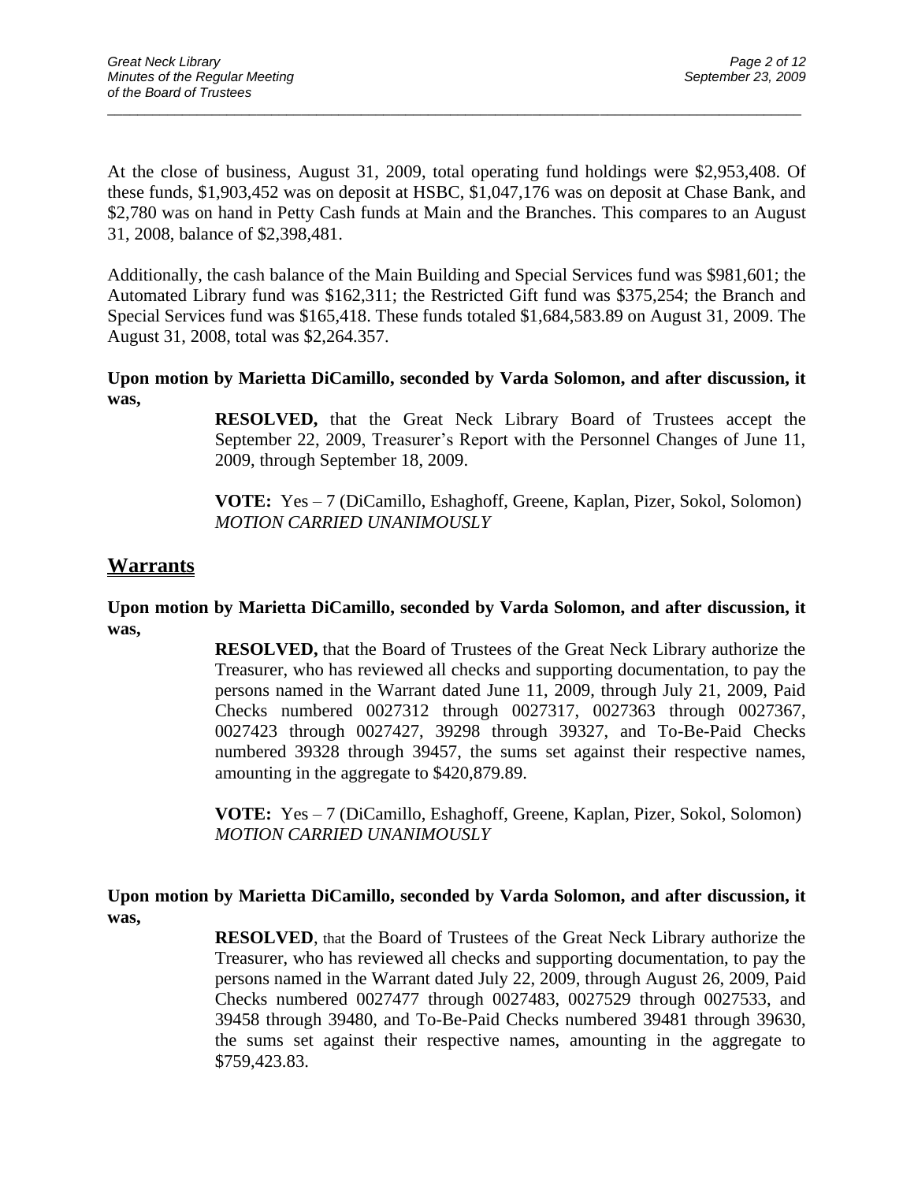At the close of business, August 31, 2009, total operating fund holdings were $2,953,408. Of these funds, $1,903,452 was on deposit at HSBC, $1,047,176 was on deposit at Chase Bank, and $2,780 was on hand in Petty Cash funds at Main and the Branches. This compares to an August 31, 2008, balance of $2,398,481.

Additionally, the cash balance of the Main Building and Special Services fund was $981,601; the Automated Library fund was $162,311; the Restricted Gift fund was $375,254; the Branch and Special Services fund was $165,418. These funds totaled $1,684,583.89 on August 31, 2009. The August 31, 2008, total was $2,264.357.

**Upon motion by Marietta DiCamillo, seconded by Varda Solomon, and after discussion, it was,**

> **RESOLVED,** that the Great Neck Library Board of Trustees accept the September 22, 2009, Treasurer's Report with the Personnel Changes of June 11, 2009, through September 18, 2009.
>
> **VOTE:** Yes – 7 (DiCamillo, Eshaghoff, Greene, Kaplan, Pizer, Sokol, Solomon)
> *MOTION CARRIED UNANIMOUSLY*

## Warrants

**Upon motion by Marietta DiCamillo, seconded by Varda Solomon, and after discussion, it was,**

> **RESOLVED,** that the Board of Trustees of the Great Neck Library authorize the Treasurer, who has reviewed all checks and supporting documentation, to pay the persons named in the Warrant dated June 11, 2009, through July 21, 2009, Paid Checks numbered 0027312 through 0027317, 0027363 through 0027367, 0027423 through 0027427, 39298 through 39327, and To-Be-Paid Checks numbered 39328 through 39457, the sums set against their respective names, amounting in the aggregate to $420,879.89.
>
> **VOTE:** Yes – 7 (DiCamillo, Eshaghoff, Greene, Kaplan, Pizer, Sokol, Solomon)
> *MOTION CARRIED UNANIMOUSLY*

**Upon motion by Marietta DiCamillo, seconded by Varda Solomon, and after discussion, it was,**

> **RESOLVED**, that the Board of Trustees of the Great Neck Library authorize the Treasurer, who has reviewed all checks and supporting documentation, to pay the persons named in the Warrant dated July 22, 2009, through August 26, 2009, Paid Checks numbered 0027477 through 0027483, 0027529 through 0027533, and 39458 through 39480, and To-Be-Paid Checks numbered 39481 through 39630, the sums set against their respective names, amounting in the aggregate to $759,423.83.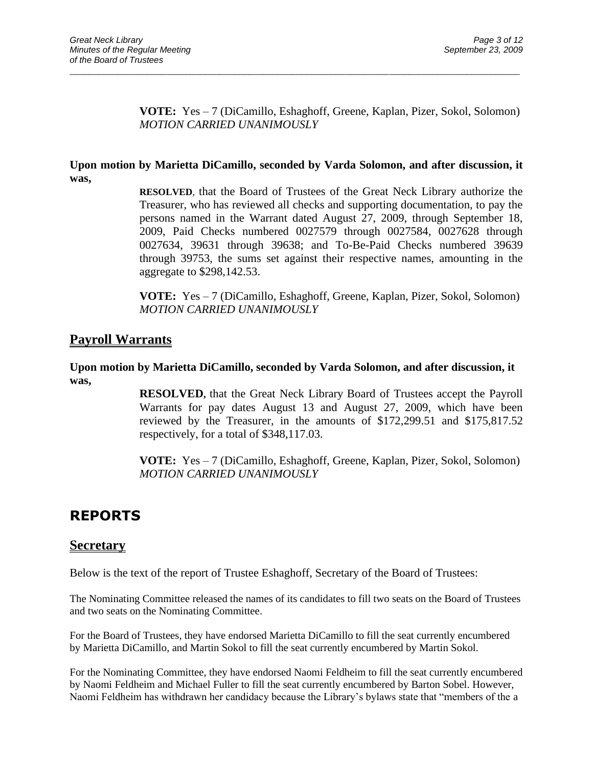**VOTE:** Yes – 7 (DiCamillo, Eshaghoff, Greene, Kaplan, Pizer, Sokol, Solomon)
*MOTION CARRIED UNANIMOUSLY*

**Upon motion by Marietta DiCamillo, seconded by Varda Solomon, and after discussion, it was,**

**RESOLVED**, that the Board of Trustees of the Great Neck Library authorize the Treasurer, who has reviewed all checks and supporting documentation, to pay the persons named in the Warrant dated August 27, 2009, through September 18, 2009, Paid Checks numbered 0027579 through 0027584, 0027628 through 0027634, 39631 through 39638; and To-Be-Paid Checks numbered 39639 through 39753, the sums set against their respective names, amounting in the aggregate to $298,142.53.

**VOTE:** Yes – 7 (DiCamillo, Eshaghoff, Greene, Kaplan, Pizer, Sokol, Solomon)
*MOTION CARRIED UNANIMOUSLY*

## Payroll Warrants

**Upon motion by Marietta DiCamillo, seconded by Varda Solomon, and after discussion, it was,**

**RESOLVED**, that the Great Neck Library Board of Trustees accept the Payroll Warrants for pay dates August 13 and August 27, 2009, which have been reviewed by the Treasurer, in the amounts of $172,299.51 and $175,817.52 respectively, for a total of $348,117.03.

**VOTE:** Yes – 7 (DiCamillo, Eshaghoff, Greene, Kaplan, Pizer, Sokol, Solomon)
*MOTION CARRIED UNANIMOUSLY*

# REPORTS

## Secretary

Below is the text of the report of Trustee Eshaghoff, Secretary of the Board of Trustees:

The Nominating Committee released the names of its candidates to fill two seats on the Board of Trustees and two seats on the Nominating Committee.

For the Board of Trustees, they have endorsed Marietta DiCamillo to fill the seat currently encumbered by Marietta DiCamillo, and Martin Sokol to fill the seat currently encumbered by Martin Sokol.

For the Nominating Committee, they have endorsed Naomi Feldheim to fill the seat currently encumbered by Naomi Feldheim and Michael Fuller to fill the seat currently encumbered by Barton Sobel. However, Naomi Feldheim has withdrawn her candidacy because the Library's bylaws state that "members of the a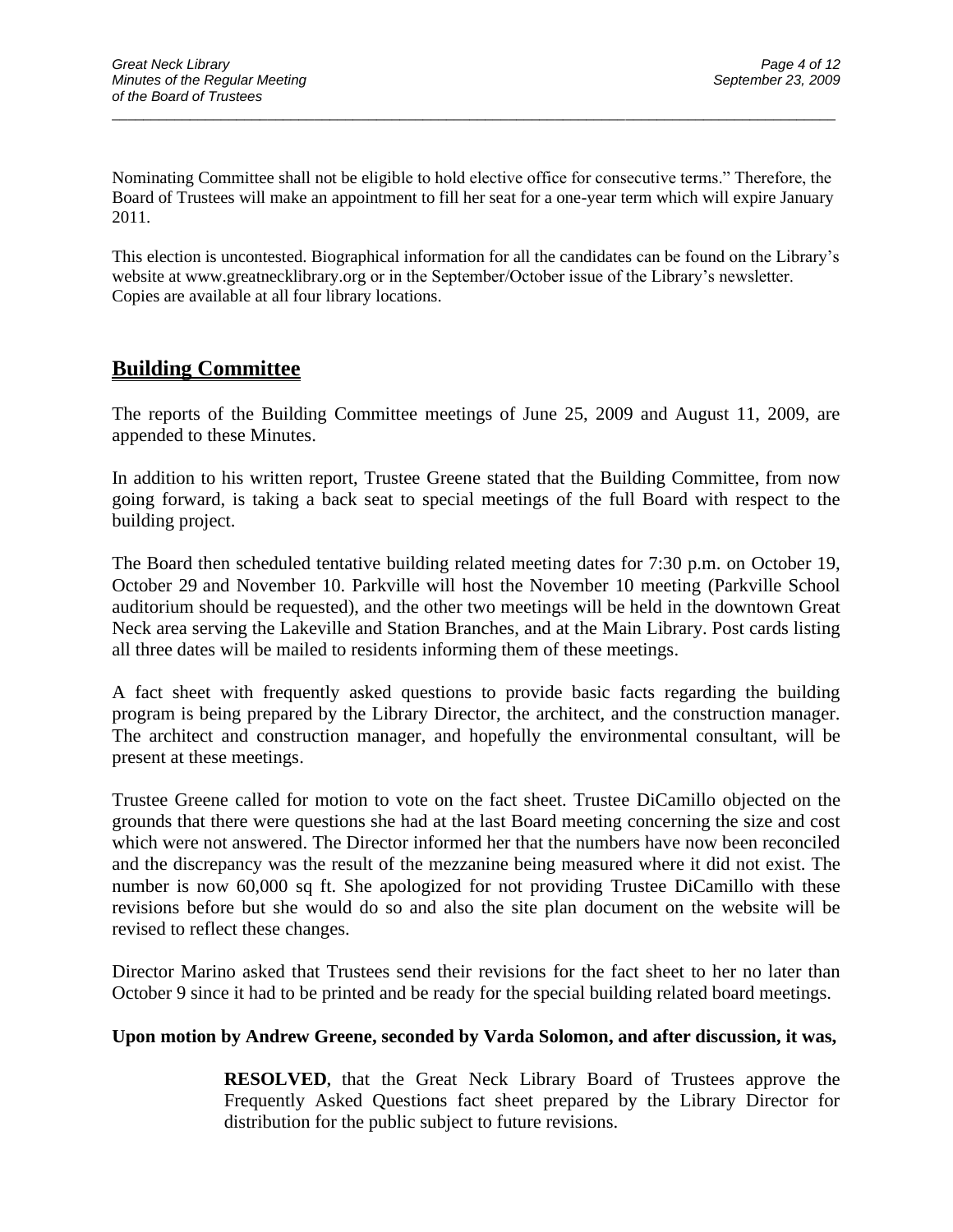Nominating Committee shall not be eligible to hold elective office for consecutive terms." Therefore, the Board of Trustees will make an appointment to fill her seat for a one-year term which will expire January 2011.

This election is uncontested. Biographical information for all the candidates can be found on the Library's website at www.greatnecklibrary.org or in the September/October issue of the Library's newsletter. Copies are available at all four library locations.

## Building Committee

The reports of the Building Committee meetings of June 25, 2009 and August 11, 2009, are appended to these Minutes.

In addition to his written report, Trustee Greene stated that the Building Committee, from now going forward, is taking a back seat to special meetings of the full Board with respect to the building project.

The Board then scheduled tentative building related meeting dates for 7:30 p.m. on October 19, October 29 and November 10. Parkville will host the November 10 meeting (Parkville School auditorium should be requested), and the other two meetings will be held in the downtown Great Neck area serving the Lakeville and Station Branches, and at the Main Library. Post cards listing all three dates will be mailed to residents informing them of these meetings.

A fact sheet with frequently asked questions to provide basic facts regarding the building program is being prepared by the Library Director, the architect, and the construction manager. The architect and construction manager, and hopefully the environmental consultant, will be present at these meetings.

Trustee Greene called for motion to vote on the fact sheet. Trustee DiCamillo objected on the grounds that there were questions she had at the last Board meeting concerning the size and cost which were not answered. The Director informed her that the numbers have now been reconciled and the discrepancy was the result of the mezzanine being measured where it did not exist. The number is now 60,000 sq ft. She apologized for not providing Trustee DiCamillo with these revisions before but she would do so and also the site plan document on the website will be revised to reflect these changes.

Director Marino asked that Trustees send their revisions for the fact sheet to her no later than October 9 since it had to be printed and be ready for the special building related board meetings.

**Upon motion by Andrew Greene, seconded by Varda Solomon, and after discussion, it was,**

> **RESOLVED**, that the Great Neck Library Board of Trustees approve the Frequently Asked Questions fact sheet prepared by the Library Director for distribution for the public subject to future revisions.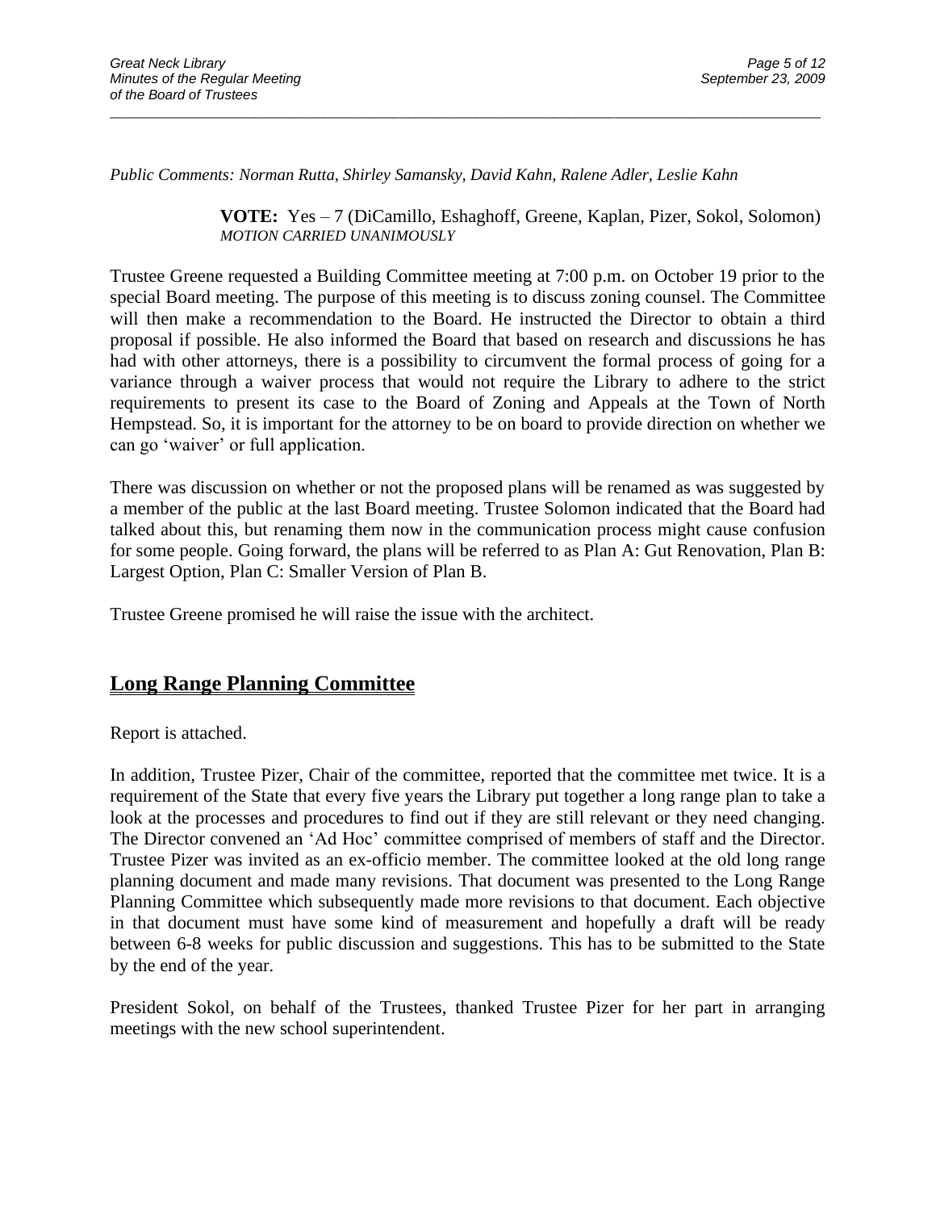*Public Comments: Norman Rutta, Shirley Samansky, David Kahn, Ralene Adler, Leslie Kahn*

> **VOTE:** Yes – 7 (DiCamillo, Eshaghoff, Greene, Kaplan, Pizer, Sokol, Solomon)
> *MOTION CARRIED UNANIMOUSLY*

Trustee Greene requested a Building Committee meeting at 7:00 p.m. on October 19 prior to the special Board meeting. The purpose of this meeting is to discuss zoning counsel. The Committee will then make a recommendation to the Board. He instructed the Director to obtain a third proposal if possible. He also informed the Board that based on research and discussions he has had with other attorneys, there is a possibility to circumvent the formal process of going for a variance through a waiver process that would not require the Library to adhere to the strict requirements to present its case to the Board of Zoning and Appeals at the Town of North Hempstead. So, it is important for the attorney to be on board to provide direction on whether we can go 'waiver' or full application.

There was discussion on whether or not the proposed plans will be renamed as was suggested by a member of the public at the last Board meeting. Trustee Solomon indicated that the Board had talked about this, but renaming them now in the communication process might cause confusion for some people. Going forward, the plans will be referred to as Plan A: Gut Renovation, Plan B: Largest Option, Plan C: Smaller Version of Plan B.

Trustee Greene promised he will raise the issue with the architect.

## Long Range Planning Committee

Report is attached.

In addition, Trustee Pizer, Chair of the committee, reported that the committee met twice. It is a requirement of the State that every five years the Library put together a long range plan to take a look at the processes and procedures to find out if they are still relevant or they need changing. The Director convened an 'Ad Hoc' committee comprised of members of staff and the Director. Trustee Pizer was invited as an ex-officio member. The committee looked at the old long range planning document and made many revisions. That document was presented to the Long Range Planning Committee which subsequently made more revisions to that document. Each objective in that document must have some kind of measurement and hopefully a draft will be ready between 6-8 weeks for public discussion and suggestions. This has to be submitted to the State by the end of the year.

President Sokol, on behalf of the Trustees, thanked Trustee Pizer for her part in arranging meetings with the new school superintendent.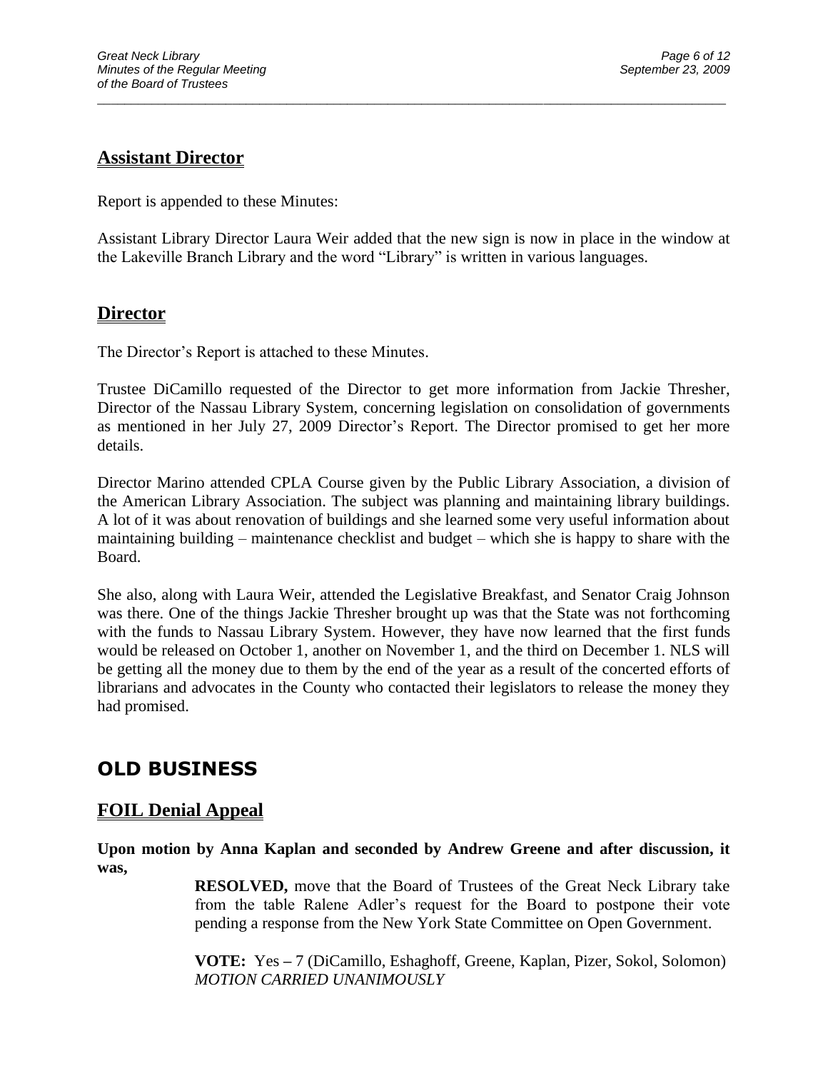## Assistant Director

Report is appended to these Minutes:

Assistant Library Director Laura Weir added that the new sign is now in place in the window at the Lakeville Branch Library and the word "Library" is written in various languages.

## Director

The Director's Report is attached to these Minutes.

Trustee DiCamillo requested of the Director to get more information from Jackie Thresher, Director of the Nassau Library System, concerning legislation on consolidation of governments as mentioned in her July 27, 2009 Director's Report. The Director promised to get her more details.

Director Marino attended CPLA Course given by the Public Library Association, a division of the American Library Association. The subject was planning and maintaining library buildings. A lot of it was about renovation of buildings and she learned some very useful information about maintaining building – maintenance checklist and budget – which she is happy to share with the Board.

She also, along with Laura Weir, attended the Legislative Breakfast, and Senator Craig Johnson was there. One of the things Jackie Thresher brought up was that the State was not forthcoming with the funds to Nassau Library System. However, they have now learned that the first funds would be released on October 1, another on November 1, and the third on December 1. NLS will be getting all the money due to them by the end of the year as a result of the concerted efforts of librarians and advocates in the County who contacted their legislators to release the money they had promised.

# OLD BUSINESS

## FOIL Denial Appeal

**Upon motion by Anna Kaplan and seconded by Andrew Greene and after discussion, it was,**

> **RESOLVED,** move that the Board of Trustees of the Great Neck Library take from the table Ralene Adler's request for the Board to postpone their vote pending a response from the New York State Committee on Open Government.
>
> **VOTE:** Yes **–** 7 (DiCamillo, Eshaghoff, Greene, Kaplan, Pizer, Sokol, Solomon)
> *MOTION CARRIED UNANIMOUSLY*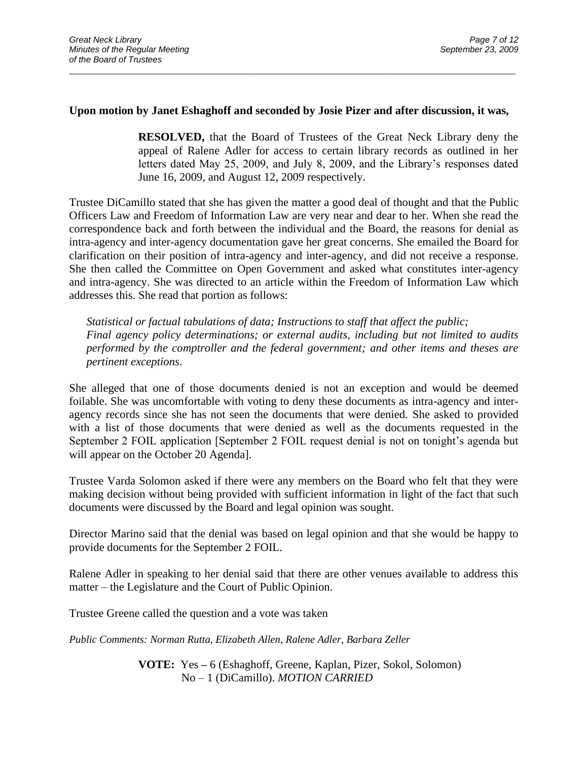**Upon motion by Janet Eshaghoff and seconded by Josie Pizer and after discussion, it was,**

> **RESOLVED,** that the Board of Trustees of the Great Neck Library deny the appeal of Ralene Adler for access to certain library records as outlined in her letters dated May 25, 2009, and July 8, 2009, and the Library's responses dated June 16, 2009, and August 12, 2009 respectively.

Trustee DiCamillo stated that she has given the matter a good deal of thought and that the Public Officers Law and Freedom of Information Law are very near and dear to her. When she read the correspondence back and forth between the individual and the Board, the reasons for denial as intra-agency and inter-agency documentation gave her great concerns. She emailed the Board for clarification on their position of intra-agency and inter-agency, and did not receive a response. She then called the Committee on Open Government and asked what constitutes inter-agency and intra-agency. She was directed to an article within the Freedom of Information Law which addresses this. She read that portion as follows:

> *Statistical or factual tabulations of data; Instructions to staff that affect the public; Final agency policy determinations; or external audits, including but not limited to audits performed by the comptroller and the federal government; and other items and theses are pertinent exceptions*.

She alleged that one of those documents denied is not an exception and would be deemed foilable. She was uncomfortable with voting to deny these documents as intra-agency and inter-agency records since she has not seen the documents that were denied. She asked to provided with a list of those documents that were denied as well as the documents requested in the September 2 FOIL application [September 2 FOIL request denial is not on tonight's agenda but will appear on the October 20 Agenda].

Trustee Varda Solomon asked if there were any members on the Board who felt that they were making decision without being provided with sufficient information in light of the fact that such documents were discussed by the Board and legal opinion was sought.

Director Marino said that the denial was based on legal opinion and that she would be happy to provide documents for the September 2 FOIL.

Ralene Adler in speaking to her denial said that there are other venues available to address this matter – the Legislature and the Court of Public Opinion.

Trustee Greene called the question and a vote was taken

*Public Comments: Norman Rutta, Elizabeth Allen, Ralene Adler, Barbara Zeller*

> **VOTE:** Yes – 6 (Eshaghoff, Greene, Kaplan, Pizer, Sokol, Solomon)
> No – 1 (DiCamillo). *MOTION CARRIED*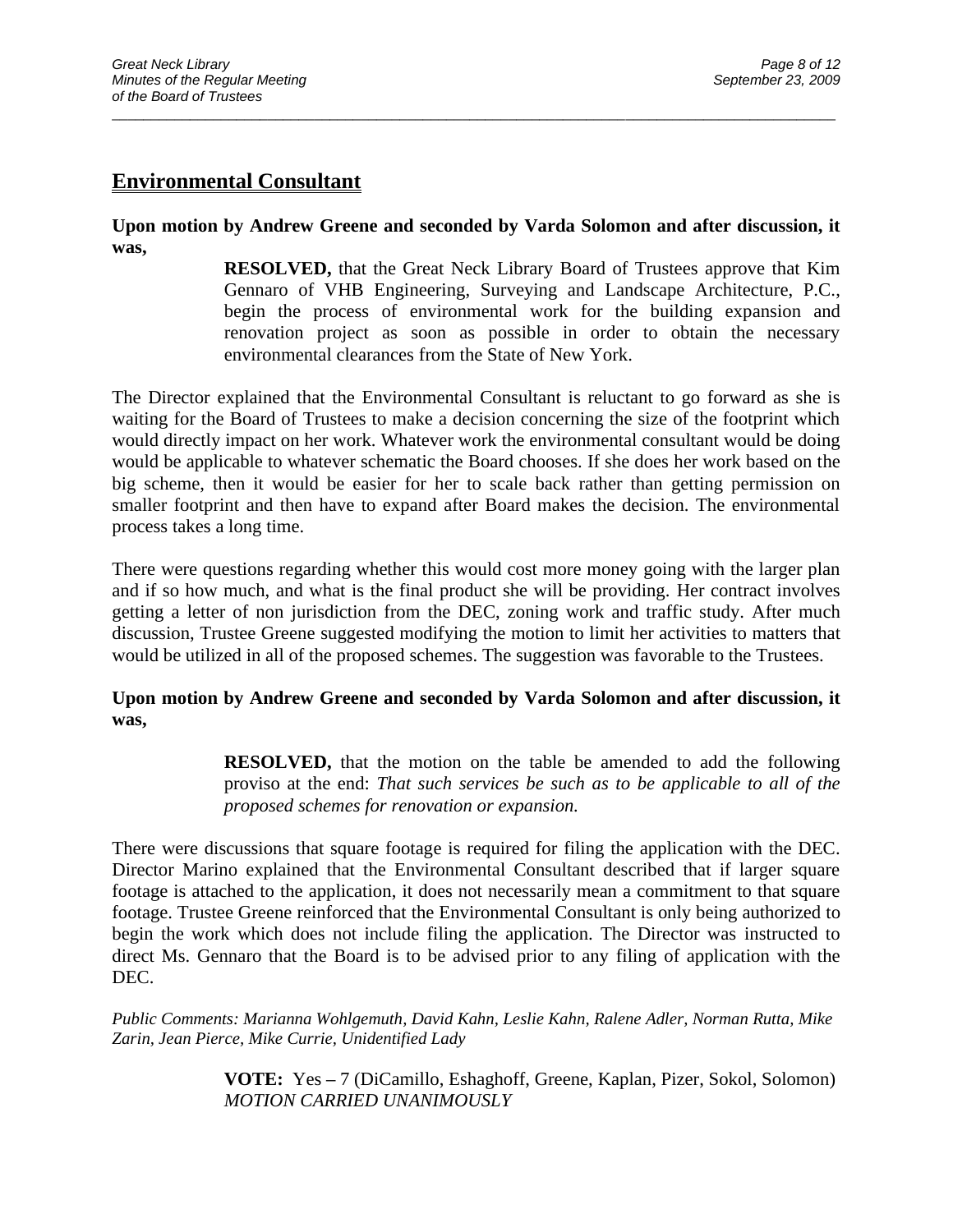## Environmental Consultant

**Upon motion by Andrew Greene and seconded by Varda Solomon and after discussion, it was,**

> **RESOLVED,** that the Great Neck Library Board of Trustees approve that Kim Gennaro of VHB Engineering, Surveying and Landscape Architecture, P.C., begin the process of environmental work for the building expansion and renovation project as soon as possible in order to obtain the necessary environmental clearances from the State of New York.

The Director explained that the Environmental Consultant is reluctant to go forward as she is waiting for the Board of Trustees to make a decision concerning the size of the footprint which would directly impact on her work. Whatever work the environmental consultant would be doing would be applicable to whatever schematic the Board chooses. If she does her work based on the big scheme, then it would be easier for her to scale back rather than getting permission on smaller footprint and then have to expand after Board makes the decision. The environmental process takes a long time.

There were questions regarding whether this would cost more money going with the larger plan and if so how much, and what is the final product she will be providing. Her contract involves getting a letter of non jurisdiction from the DEC, zoning work and traffic study. After much discussion, Trustee Greene suggested modifying the motion to limit her activities to matters that would be utilized in all of the proposed schemes. The suggestion was favorable to the Trustees.

**Upon motion by Andrew Greene and seconded by Varda Solomon and after discussion, it was,**

> **RESOLVED,** that the motion on the table be amended to add the following proviso at the end: *That such services be such as to be applicable to all of the proposed schemes for renovation or expansion.*

There were discussions that square footage is required for filing the application with the DEC. Director Marino explained that the Environmental Consultant described that if larger square footage is attached to the application, it does not necessarily mean a commitment to that square footage. Trustee Greene reinforced that the Environmental Consultant is only being authorized to begin the work which does not include filing the application. The Director was instructed to direct Ms. Gennaro that the Board is to be advised prior to any filing of application with the DEC.

*Public Comments: Marianna Wohlgemuth, David Kahn, Leslie Kahn, Ralene Adler, Norman Rutta, Mike Zarin, Jean Pierce, Mike Currie, Unidentified Lady*

> **VOTE:** Yes – 7 (DiCamillo, Eshaghoff, Greene, Kaplan, Pizer, Sokol, Solomon)
> *MOTION CARRIED UNANIMOUSLY*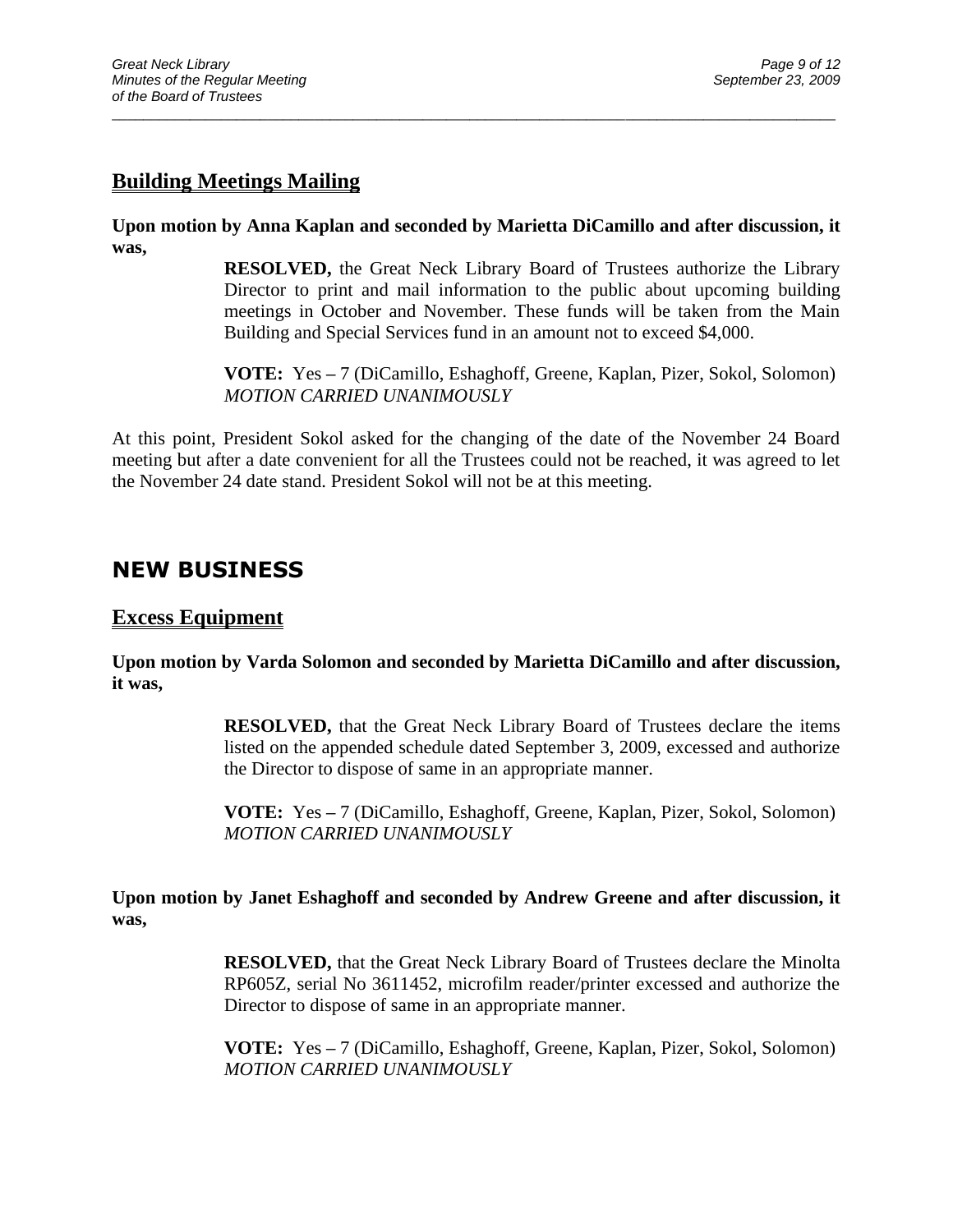## Building Meetings Mailing

**Upon motion by Anna Kaplan and seconded by Marietta DiCamillo and after discussion, it was,**

> **RESOLVED,** the Great Neck Library Board of Trustees authorize the Library Director to print and mail information to the public about upcoming building meetings in October and November. These funds will be taken from the Main Building and Special Services fund in an amount not to exceed $4,000.
>
> **VOTE:** Yes – 7 (DiCamillo, Eshaghoff, Greene, Kaplan, Pizer, Sokol, Solomon)
> *MOTION CARRIED UNANIMOUSLY*

At this point, President Sokol asked for the changing of the date of the November 24 Board meeting but after a date convenient for all the Trustees could not be reached, it was agreed to let the November 24 date stand. President Sokol will not be at this meeting.

# NEW BUSINESS

## Excess Equipment

**Upon motion by Varda Solomon and seconded by Marietta DiCamillo and after discussion, it was,**

> **RESOLVED,** that the Great Neck Library Board of Trustees declare the items listed on the appended schedule dated September 3, 2009, excessed and authorize the Director to dispose of same in an appropriate manner.
>
> **VOTE:** Yes – 7 (DiCamillo, Eshaghoff, Greene, Kaplan, Pizer, Sokol, Solomon)
> *MOTION CARRIED UNANIMOUSLY*

**Upon motion by Janet Eshaghoff and seconded by Andrew Greene and after discussion, it was,**

> **RESOLVED,** that the Great Neck Library Board of Trustees declare the Minolta RP605Z, serial No 3611452, microfilm reader/printer excessed and authorize the Director to dispose of same in an appropriate manner.
>
> **VOTE:** Yes – 7 (DiCamillo, Eshaghoff, Greene, Kaplan, Pizer, Sokol, Solomon)
> *MOTION CARRIED UNANIMOUSLY*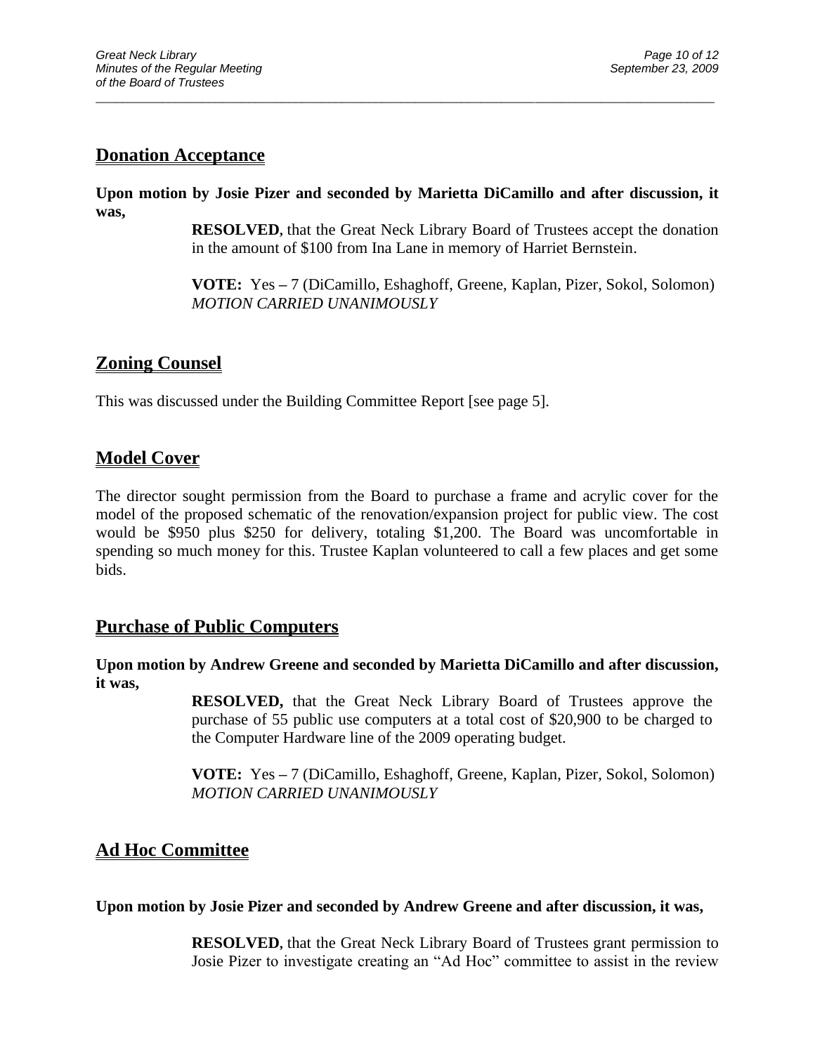## Donation Acceptance

**Upon motion by Josie Pizer and seconded by Marietta DiCamillo and after discussion, it was,**

**RESOLVED**, that the Great Neck Library Board of Trustees accept the donation in the amount of $100 from Ina Lane in memory of Harriet Bernstein.

**VOTE:** Yes – 7 (DiCamillo, Eshaghoff, Greene, Kaplan, Pizer, Sokol, Solomon)
*MOTION CARRIED UNANIMOUSLY*

## Zoning Counsel

This was discussed under the Building Committee Report [see page 5].

## Model Cover

The director sought permission from the Board to purchase a frame and acrylic cover for the model of the proposed schematic of the renovation/expansion project for public view. The cost would be $950 plus $250 for delivery, totaling $1,200. The Board was uncomfortable in spending so much money for this. Trustee Kaplan volunteered to call a few places and get some bids.

## Purchase of Public Computers

**Upon motion by Andrew Greene and seconded by Marietta DiCamillo and after discussion, it was,**

**RESOLVED,** that the Great Neck Library Board of Trustees approve the purchase of 55 public use computers at a total cost of $20,900 to be charged to the Computer Hardware line of the 2009 operating budget.

**VOTE:** Yes – 7 (DiCamillo, Eshaghoff, Greene, Kaplan, Pizer, Sokol, Solomon)
*MOTION CARRIED UNANIMOUSLY*

## Ad Hoc Committee

**Upon motion by Josie Pizer and seconded by Andrew Greene and after discussion, it was,**

**RESOLVED**, that the Great Neck Library Board of Trustees grant permission to Josie Pizer to investigate creating an "Ad Hoc" committee to assist in the review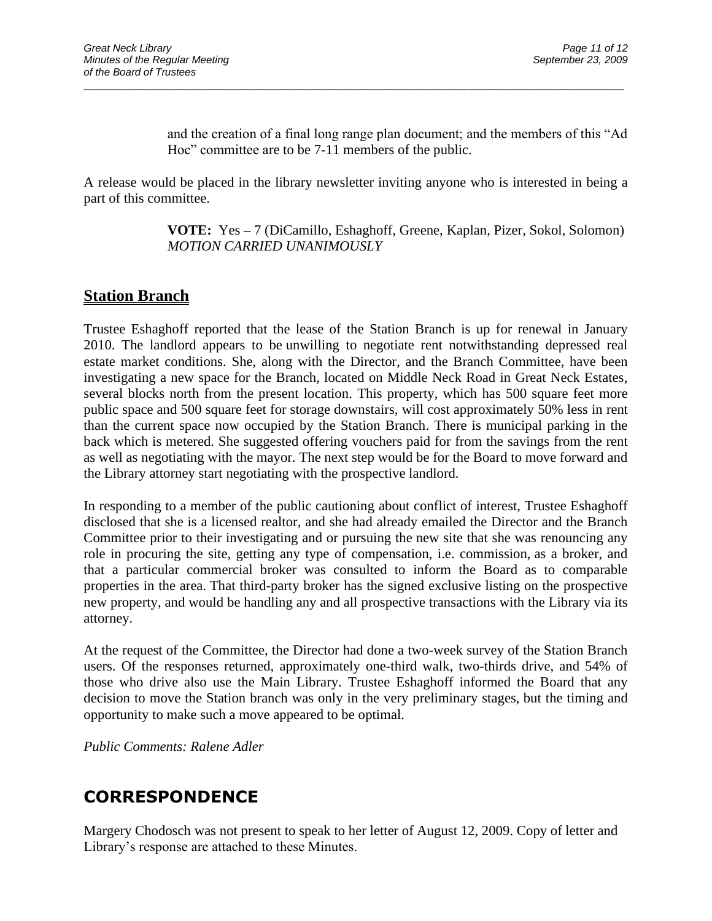and the creation of a final long range plan document; and the members of this "Ad Hoc" committee are to be 7-11 members of the public.

A release would be placed in the library newsletter inviting anyone who is interested in being a part of this committee.

> **VOTE:** Yes – 7 (DiCamillo, Eshaghoff, Greene, Kaplan, Pizer, Sokol, Solomon)
> *MOTION CARRIED UNANIMOUSLY*

## Station Branch

Trustee Eshaghoff reported that the lease of the Station Branch is up for renewal in January 2010. The landlord appears to be unwilling to negotiate rent notwithstanding depressed real estate market conditions. She, along with the Director, and the Branch Committee, have been investigating a new space for the Branch, located on Middle Neck Road in Great Neck Estates, several blocks north from the present location. This property, which has 500 square feet more public space and 500 square feet for storage downstairs, will cost approximately 50% less in rent than the current space now occupied by the Station Branch. There is municipal parking in the back which is metered. She suggested offering vouchers paid for from the savings from the rent as well as negotiating with the mayor. The next step would be for the Board to move forward and the Library attorney start negotiating with the prospective landlord.

In responding to a member of the public cautioning about conflict of interest, Trustee Eshaghoff disclosed that she is a licensed realtor, and she had already emailed the Director and the Branch Committee prior to their investigating and or pursuing the new site that she was renouncing any role in procuring the site, getting any type of compensation, i.e. commission, as a broker, and that a particular commercial broker was consulted to inform the Board as to comparable properties in the area. That third-party broker has the signed exclusive listing on the prospective new property, and would be handling any and all prospective transactions with the Library via its attorney.

At the request of the Committee, the Director had done a two-week survey of the Station Branch users. Of the responses returned, approximately one-third walk, two-thirds drive, and 54% of those who drive also use the Main Library. Trustee Eshaghoff informed the Board that any decision to move the Station branch was only in the very preliminary stages, but the timing and opportunity to make such a move appeared to be optimal.

*Public Comments: Ralene Adler*

# CORRESPONDENCE

Margery Chodosch was not present to speak to her letter of August 12, 2009. Copy of letter and Library's response are attached to these Minutes.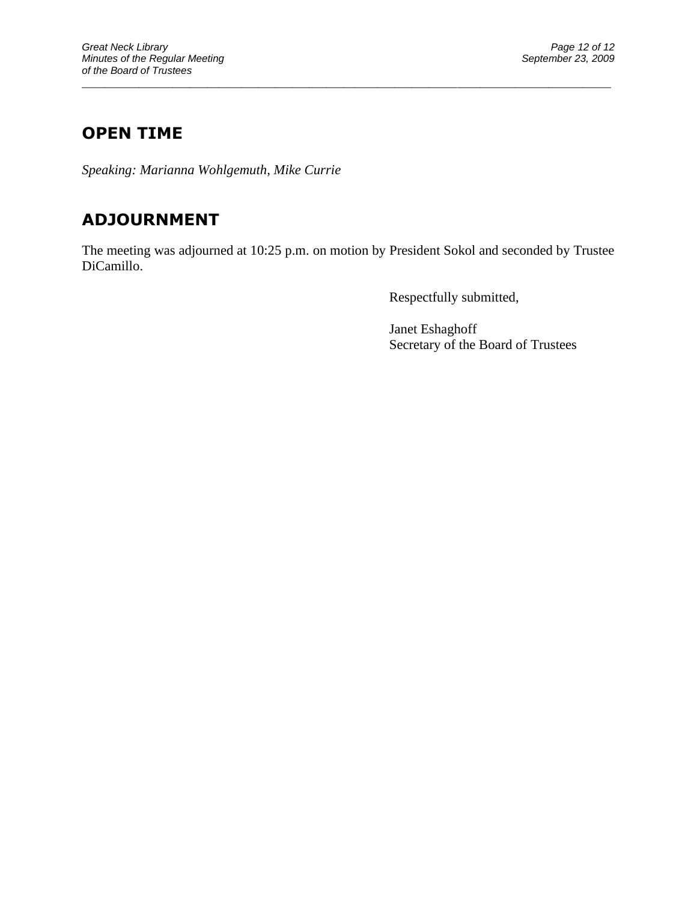## OPEN TIME

*Speaking: Marianna Wohlgemuth, Mike Currie*

## ADJOURNMENT

The meeting was adjourned at 10:25 p.m. on motion by President Sokol and seconded by Trustee DiCamillo.

Respectfully submitted,

Janet Eshaghoff
Secretary of the Board of Trustees